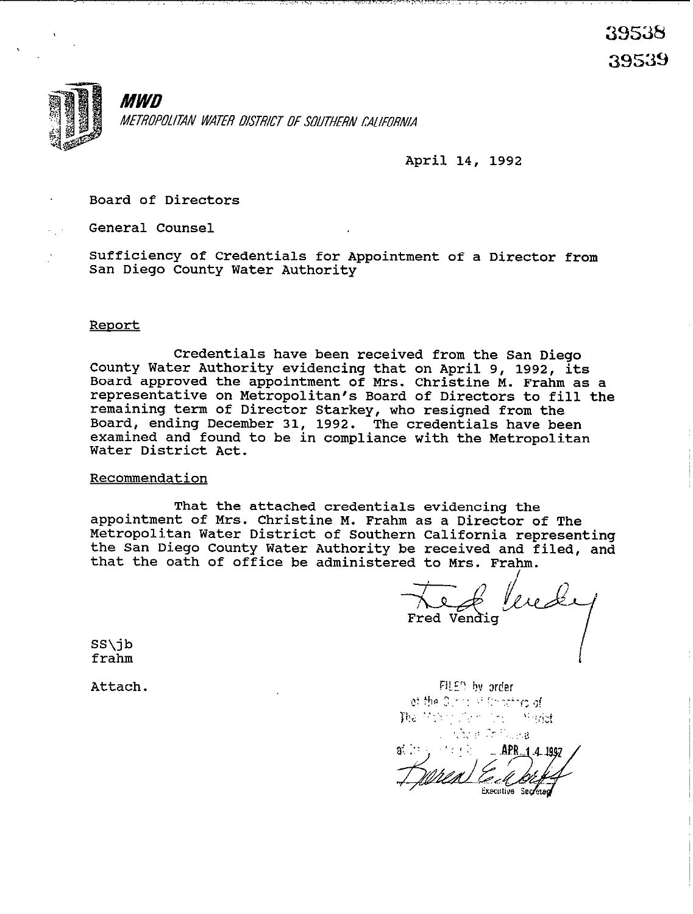39538
39539

***MWD***

*METROPOLITAN WATER DISTRICT OF SOUTHERN CALIFORNIA*

April 14, 1992

Board of Directors

General Counsel

Sufficiency of Credentials for Appointment of a Director from San Diego County Water Authority

Report

Credentials have been received from the San Diego County Water Authority evidencing that on April 9, 1992, its Board approved the appointment of Mrs. Christine M. Frahm as a representative on Metropolitan's Board of Directors to fill the remaining term of Director Starkey, who resigned from the Board, ending December 31, 1992. The credentials have been examined and found to be in compliance with the Metropolitan Water District Act.

Recommendation

That the attached credentials evidencing the appointment of Mrs. Christine M. Frahm as a Director of The Metropolitan Water District of Southern California representing the San Diego County Water Authority be received and filed, and that the oath of office be administered to Mrs. Frahm.

Fred Vendig

SS\jb
frahm

Attach.

FILED by order of the Board of Directors of The Metropolitan Water District of Southern California at its meeting held APR 14 1992

Executive Secretary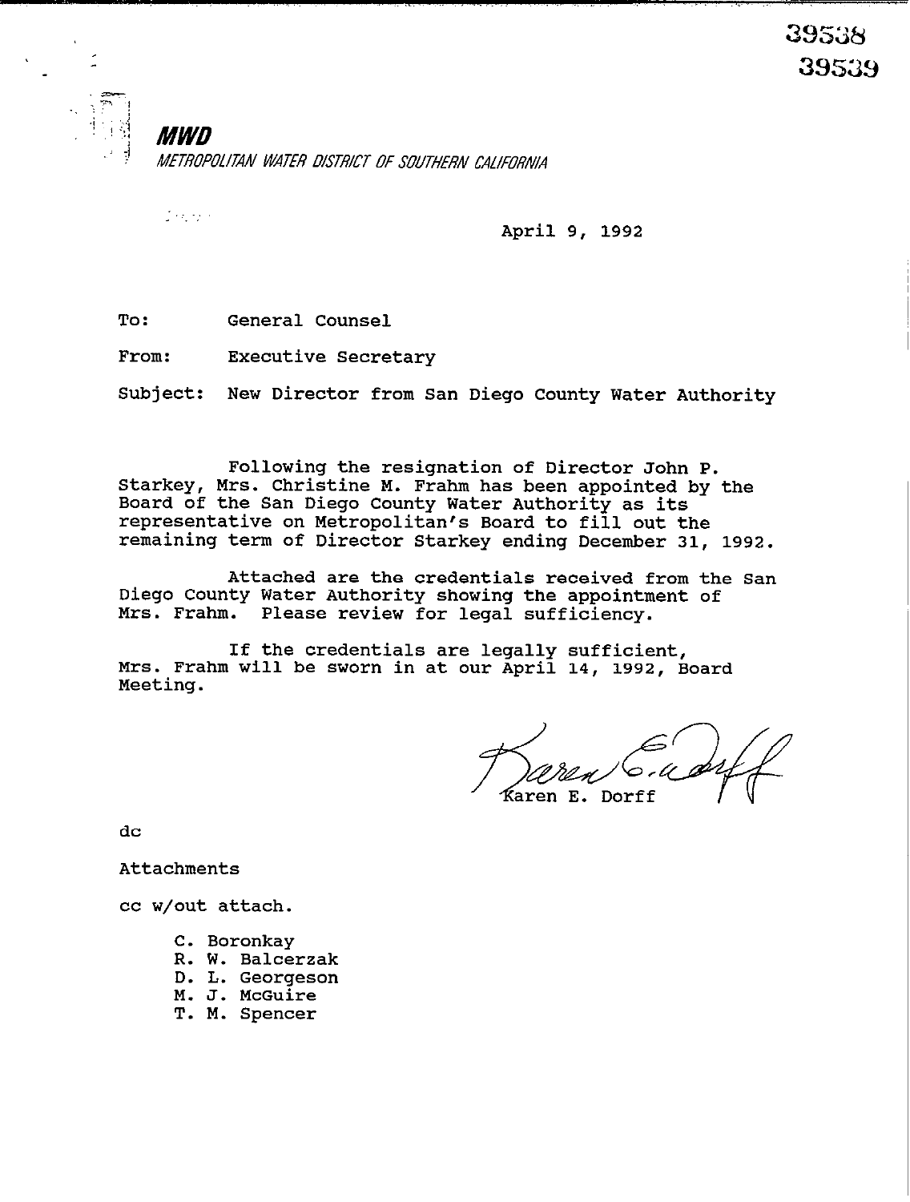39538
39539

**MWD**

*METROPOLITAN WATER DISTRICT OF SOUTHERN CALIFORNIA*

April 9, 1992

To: General Counsel

From: Executive Secretary

Subject: New Director from San Diego County Water Authority

Following the resignation of Director John P. Starkey, Mrs. Christine M. Frahm has been appointed by the Board of the San Diego County Water Authority as its representative on Metropolitan's Board to fill out the remaining term of Director Starkey ending December 31, 1992.

Attached are the credentials received from the San Diego County Water Authority showing the appointment of Mrs. Frahm. Please review for legal sufficiency.

If the credentials are legally sufficient, Mrs. Frahm will be sworn in at our April 14, 1992, Board Meeting.

Karen E. Dorff

dc

Attachments

cc w/out attach.

C. Boronkay
R. W. Balcerzak
D. L. Georgeson
M. J. McGuire
T. M. Spencer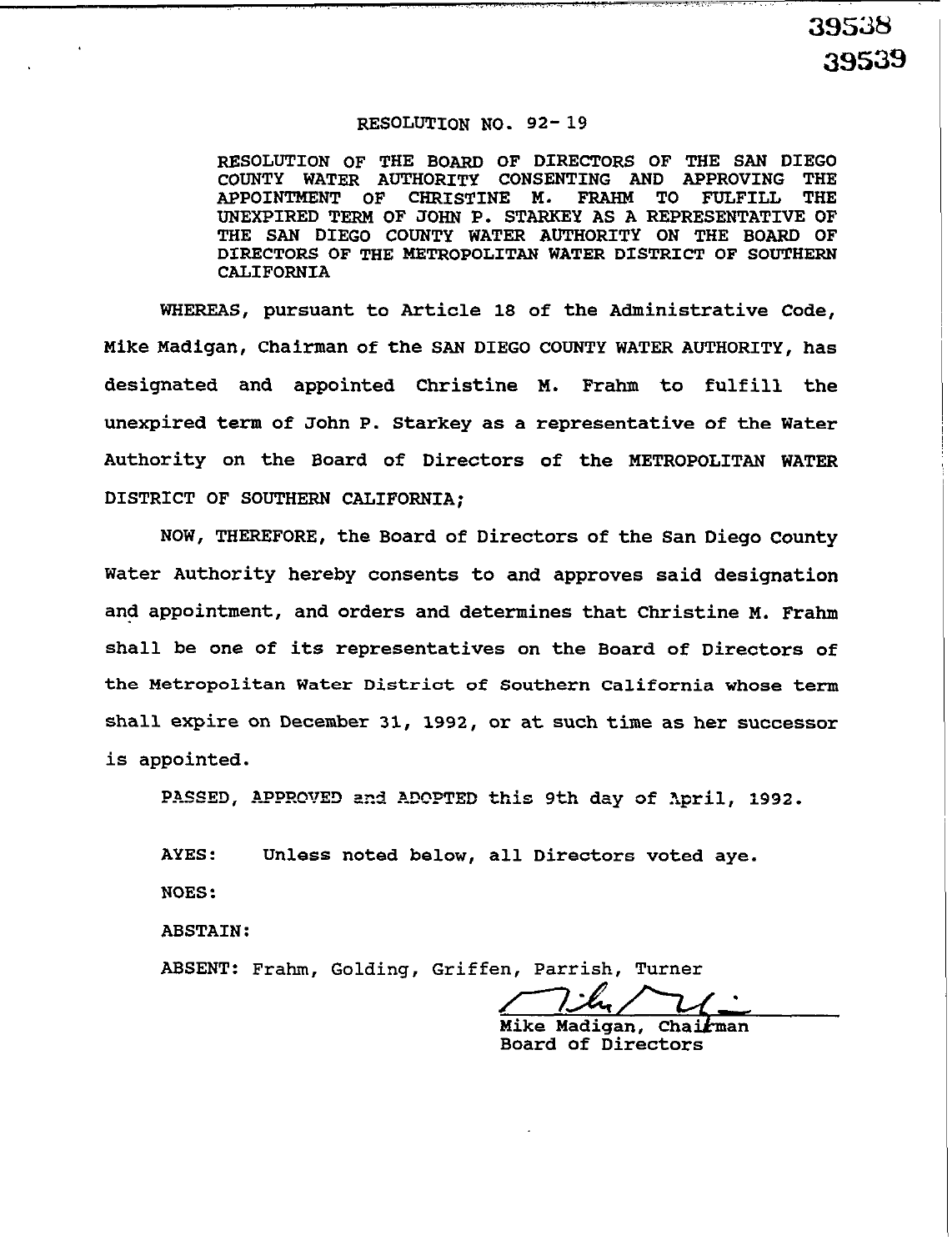39538
39539

# RESOLUTION NO. 92-19

RESOLUTION OF THE BOARD OF DIRECTORS OF THE SAN DIEGO COUNTY WATER AUTHORITY CONSENTING AND APPROVING THE APPOINTMENT OF CHRISTINE M. FRAHM TO FULFILL THE UNEXPIRED TERM OF JOHN P. STARKEY AS A REPRESENTATIVE OF THE SAN DIEGO COUNTY WATER AUTHORITY ON THE BOARD OF DIRECTORS OF THE METROPOLITAN WATER DISTRICT OF SOUTHERN CALIFORNIA

WHEREAS, pursuant to Article 18 of the Administrative Code, Mike Madigan, Chairman of the SAN DIEGO COUNTY WATER AUTHORITY, has designated and appointed Christine M. Frahm to fulfill the unexpired term of John P. Starkey as a representative of the Water Authority on the Board of Directors of the METROPOLITAN WATER DISTRICT OF SOUTHERN CALIFORNIA;

NOW, THEREFORE, the Board of Directors of the San Diego County Water Authority hereby consents to and approves said designation and appointment, and orders and determines that Christine M. Frahm shall be one of its representatives on the Board of Directors of the Metropolitan Water District of Southern California whose term shall expire on December 31, 1992, or at such time as her successor is appointed.

PASSED, APPROVED and ADOPTED this 9th day of April, 1992.

AYES: Unless noted below, all Directors voted aye.

NOES:

ABSTAIN:

ABSENT: Frahm, Golding, Griffen, Parrish, Turner

Mike Madigan, Chairman
Board of Directors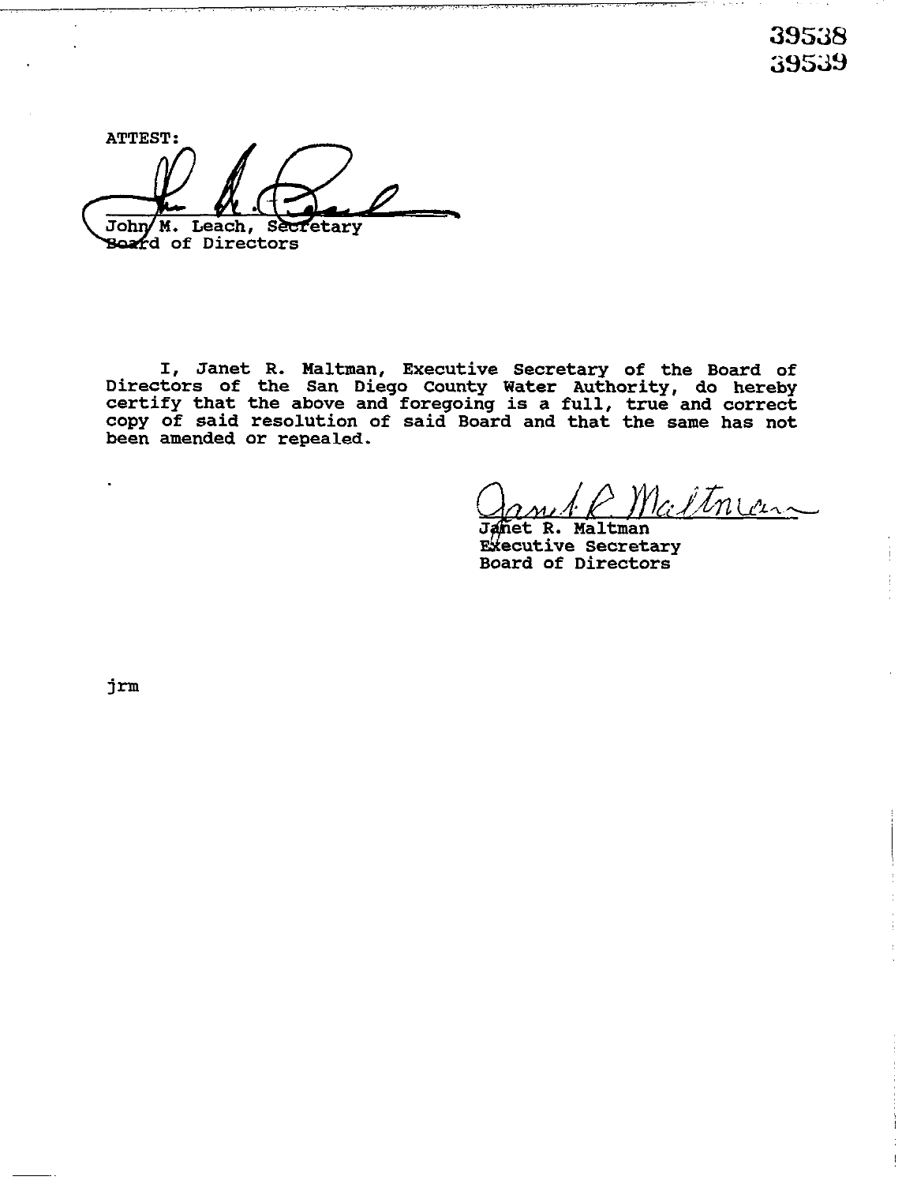39538
39539

ATTEST:

John M. Leach, Secretary
Board of Directors

I, Janet R. Maltman, Executive Secretary of the Board of Directors of the San Diego County Water Authority, do hereby certify that the above and foregoing is a full, true and correct copy of said resolution of said Board and that the same has not been amended or repealed.

Janet R. Maltman
Executive Secretary
Board of Directors

jrm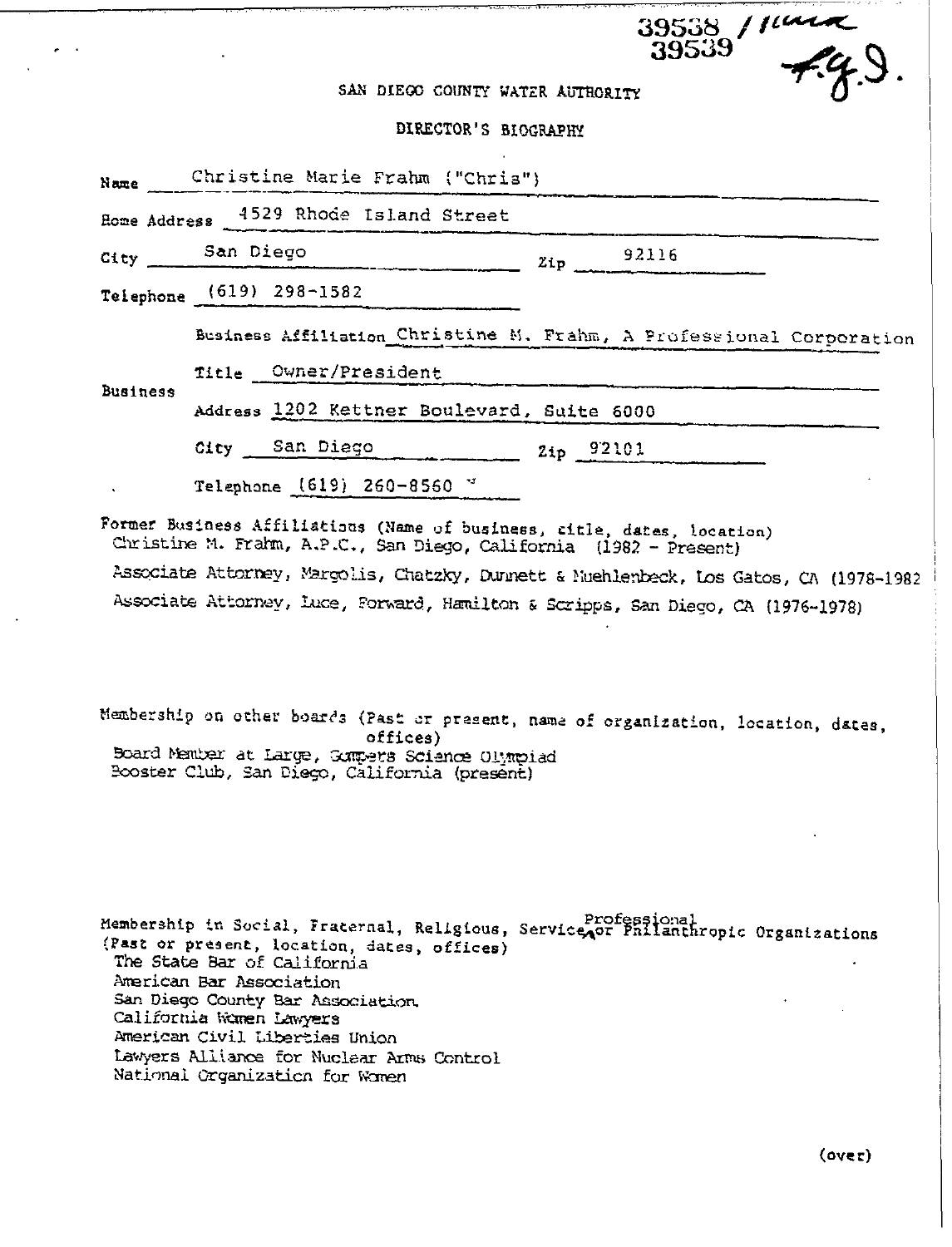39538 / [illegible]
39539 F.G.J.

SAN DIEGO COUNTY WATER AUTHORITY

DIRECTOR'S BIOGRAPHY

Name: Christine Marie Frahm ("Chris")

Home Address: 4529 Rhode Island Street

City: San Diego Zip: 92116

Telephone: (619) 298-1582

**Business**

Business Affiliation: Christine M. Frahm, A Professional Corporation

Title: Owner/President

Address: 1202 Kettner Boulevard, Suite 6000

City: San Diego Zip: 92101

Telephone: (619) 260-8560

Former Business Affiliations (Name of business, title, dates, location)

Christine M. Frahm, A.P.C., San Diego, California (1982 - Present)

Associate Attorney, Margolis, Chatzky, Dunnett & Muehlenbeck, Los Gatos, CA (1978-1982)

Associate Attorney, Luce, Forward, Hamilton & Scripps, San Diego, CA (1976-1978)

Membership on other boards (Past or present, name of organization, location, dates, offices)

Board Member at Large, Gompers Science Olympiad Booster Club, San Diego, California (present)

Membership in Social, Fraternal, Religious, Service, Professional or Philanthropic Organizations (Past or present, location, dates, offices)

The State Bar of California
American Bar Association
San Diego County Bar Association
California Women Lawyers
American Civil Liberties Union
Lawyers Alliance for Nuclear Arms Control
National Organization for Women

(over)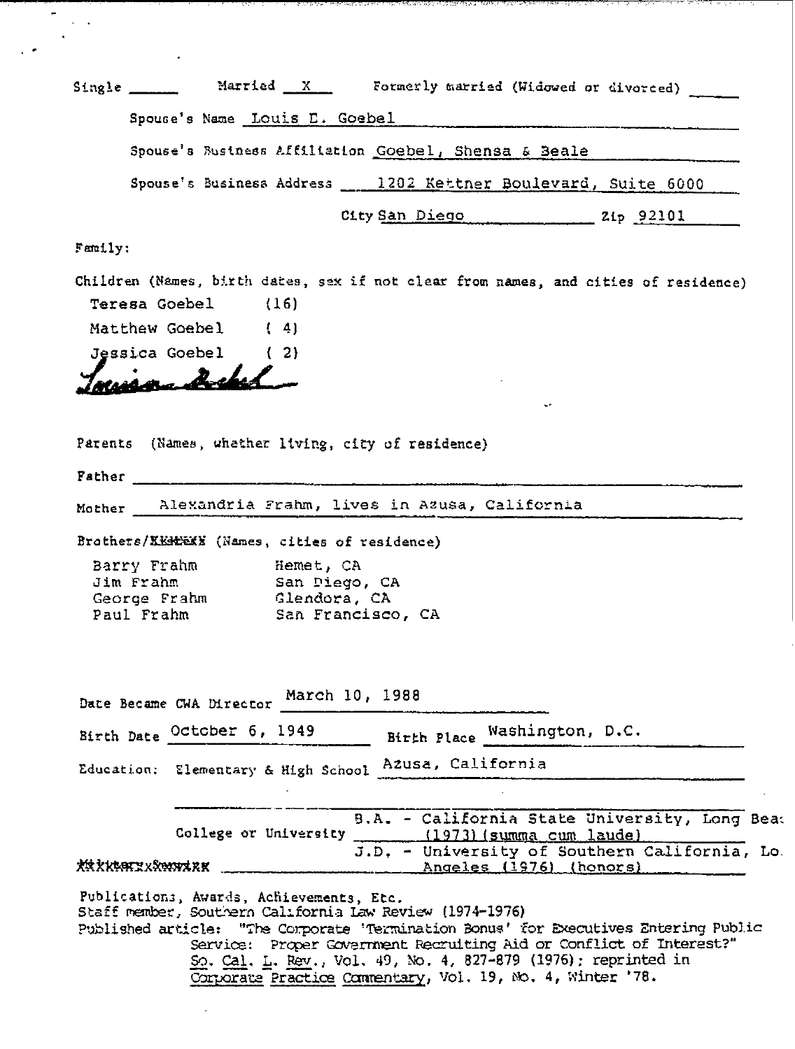Single ______ Married X Formerly married (Widowed or divorced) ______

Spouse's Name Louis E. Goebel

Spouse's Business Affiliation Goebel, Shensa & Beale

Spouse's Business Address 1202 Kettner Boulevard, Suite 6000

City San Diego Zip 92101

Family:

Children (Names, birth dates, sex if not clear from names, and cities of residence)

Teresa Goebel (16)
Matthew Goebel ( 4)
Jessica Goebel ( 2)

Parents (Names, whether living, city of residence)

Father ______

Mother Alexandria Frahm, lives in Azusa, California

Brothers/XXXXXX (Names, cities of residence)

| | |
|---|---|
| Barry Frahm | Hemet, CA |
| Jim Frahm | San Diego, CA |
| George Frahm | Glendora, CA |
| Paul Frahm | San Francisco, CA |

Date Became CWA Director March 10, 1988

Birth Date October 6, 1949 Birth Place Washington, D.C.

Education: Elementary & High School Azusa, California

College or University B.A. - California State University, Long Bea (1973) (summa cum laude)
J.D. - University of Southern California, Lo Angeles (1976) (honors)

XXXXXXXXXXXXX

Publications, Awards, Achievements, Etc.
Staff member, Southern California Law Review (1974-1976)
Published article: "The Corporate 'Termination Bonus' for Executives Entering Public Service: Proper Government Recruiting Aid or Conflict of Interest?" So. Cal. L. Rev., Vol. 49, No. 4, 827-879 (1976); reprinted in Corporate Practice Commentary, Vol. 19, No. 4, Winter '78.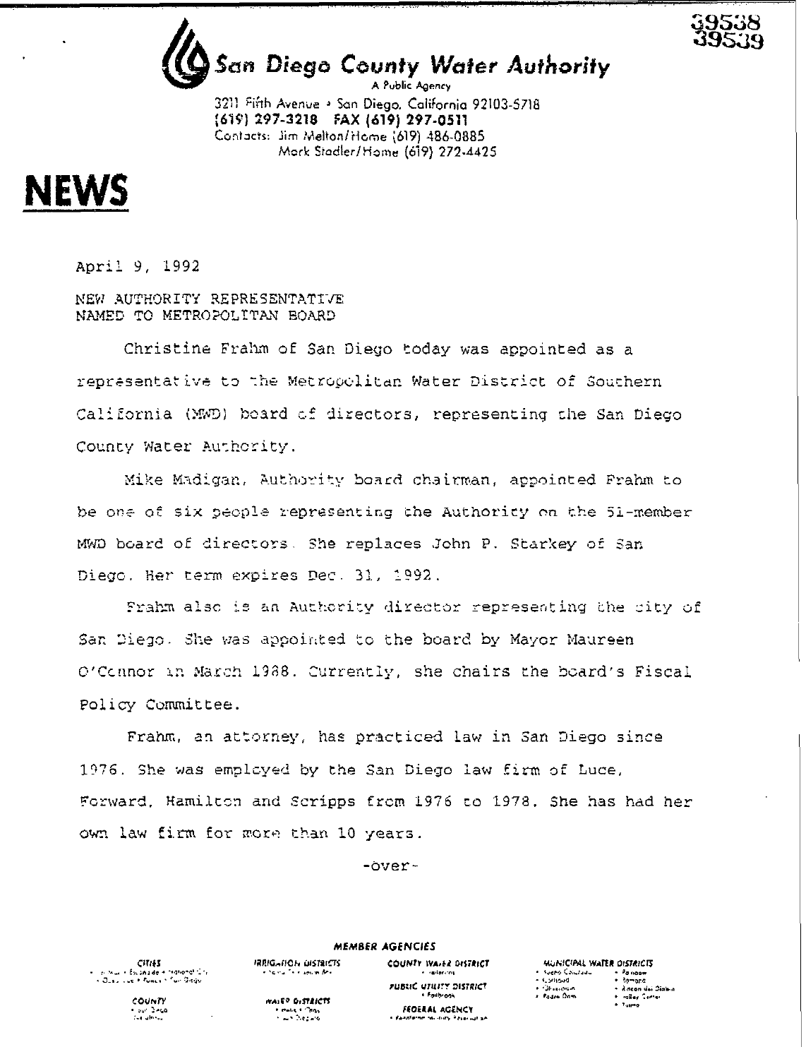39538
39539

# San Diego County Water Authority

A Public Agency

3211 Fifth Avenue • San Diego, California 92103-5718
(619) 297-3218 FAX (619) 297-0511
Contacts: Jim Melton/Home (619) 486-0885
Mark Stadler/Home (619) 272-4425

# NEWS

April 9, 1992

NEW AUTHORITY REPRESENTATIVE
NAMED TO METROPOLITAN BOARD

Christine Frahm of San Diego today was appointed as a representative to the Metropolitan Water District of Southern California (MWD) board of directors, representing the San Diego County Water Authority.

Mike Madigan, Authority board chairman, appointed Frahm to be one of six people representing the Authority on the 51-member MWD board of directors. She replaces John P. Starkey of San Diego. Her term expires Dec. 31, 1992.

Frahm also is an Authority director representing the city of San Diego. She was appointed to the board by Mayor Maureen O'Connor in March 1988. Currently, she chairs the board's Fiscal Policy Committee.

Frahm, an attorney, has practiced law in San Diego since 1976. She was employed by the San Diego law firm of Luce, Forward, Hamilton and Scripps from 1976 to 1978. She has had her own law firm for more than 10 years.

-over-

MEMBER AGENCIES

CITIES • COUNTY • IRRIGATION DISTRICTS • WATER DISTRICTS • COUNTY WATER DISTRICT • PUBLIC UTILITY DISTRICT • FEDERAL AGENCY • MUNICIPAL WATER DISTRICTS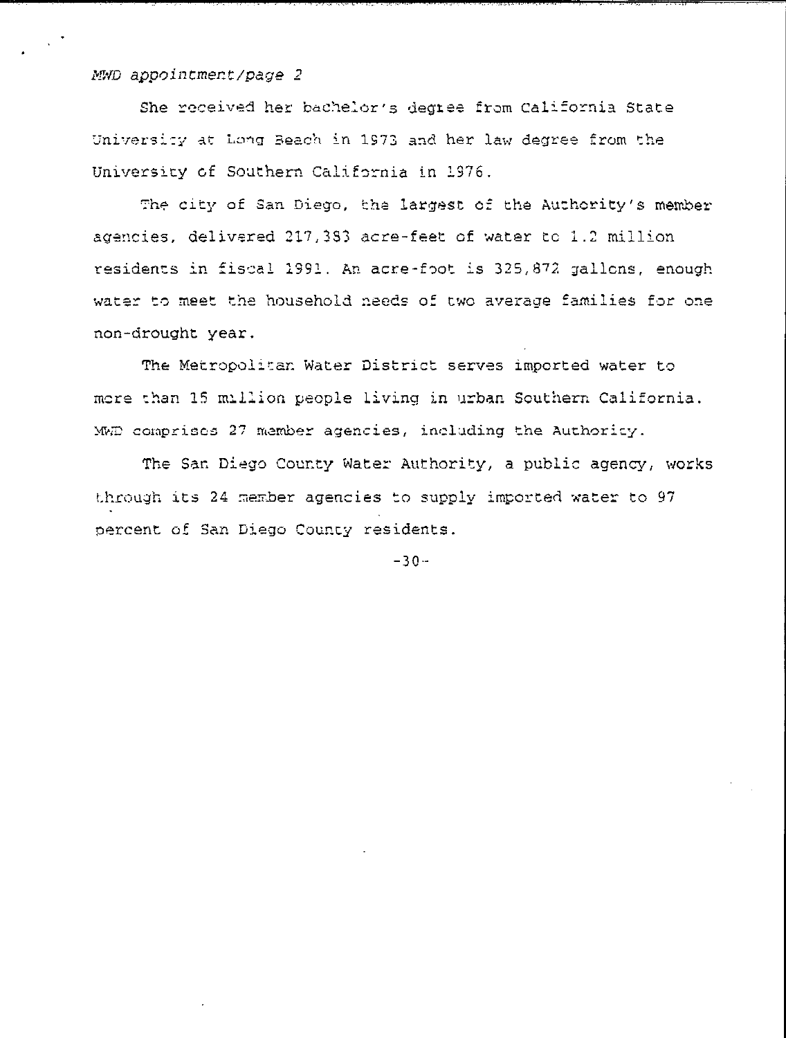She received her bachelor's degree from California State University at Long Beach in 1973 and her law degree from the University of Southern California in 1976.

The city of San Diego, the largest of the Authority's member agencies, delivered 217,383 acre-feet of water to 1.2 million residents in fiscal 1991. An acre-foot is 325,872 gallons, enough water to meet the household needs of two average families for one non-drought year.

The Metropolitan Water District serves imported water to more than 15 million people living in urban Southern California. MWD comprises 27 member agencies, including the Authority.

The San Diego County Water Authority, a public agency, works through its 24 member agencies to supply imported water to 97 percent of San Diego County residents.

-30-